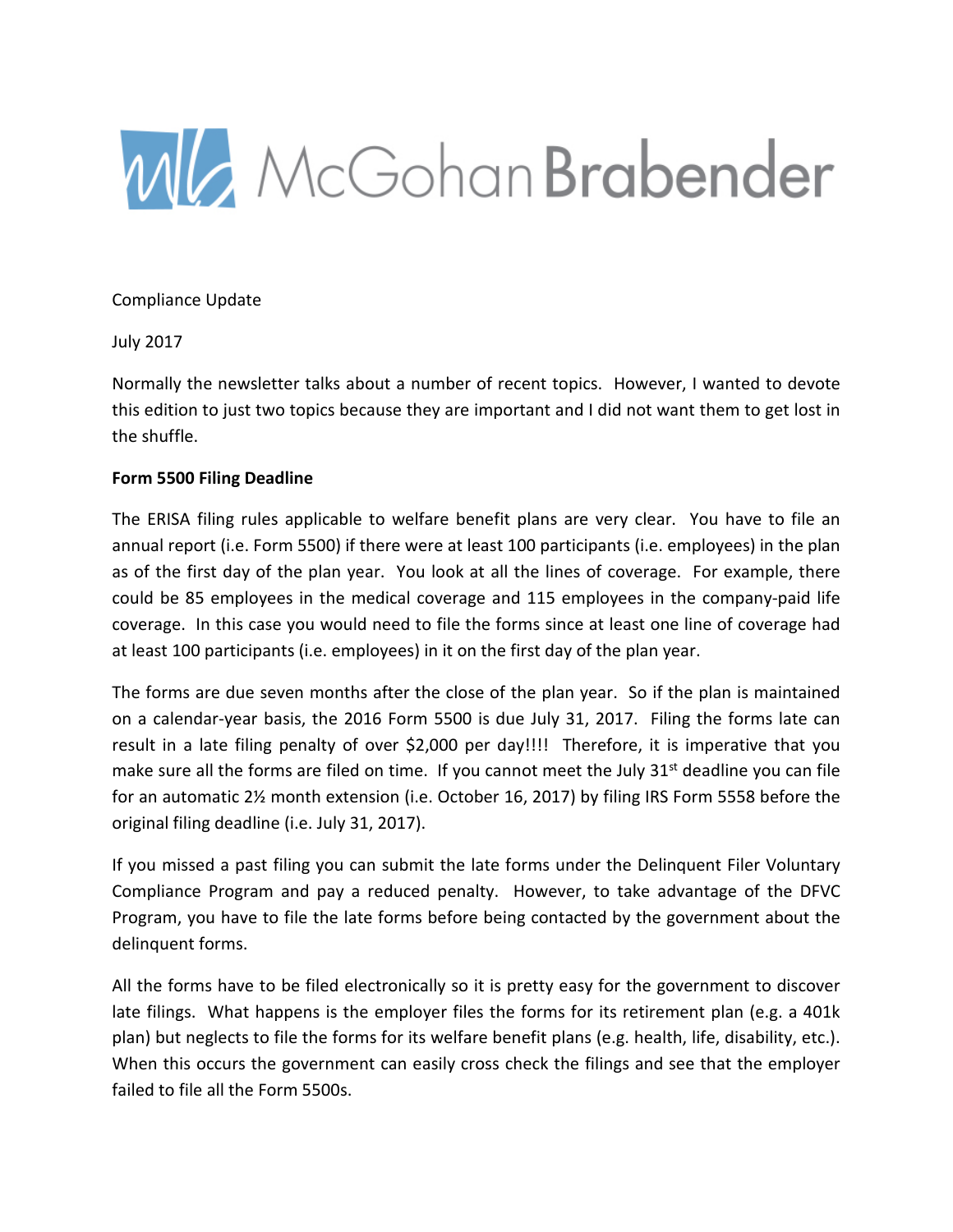McGohan Brabender

Compliance Update

July 2017

Normally the newsletter talks about a number of recent topics. However, I wanted to devote this edition to just two topics because they are important and I did not want them to get lost in the shuffle.

**Form 5500 Filing Deadline**

The ERISA filing rules applicable to welfare benefit plans are very clear. You have to file an annual report (i.e. Form 5500) if there were at least 100 participants (i.e. employees) in the plan as of the first day of the plan year. You look at all the lines of coverage. For example, there could be 85 employees in the medical coverage and 115 employees in the company-paid life coverage. In this case you would need to file the forms since at least one line of coverage had at least 100 participants (i.e. employees) in it on the first day of the plan year.

The forms are due seven months after the close of the plan year. So if the plan is maintained on a calendar-year basis, the 2016 Form 5500 is due July 31, 2017. Filing the forms late can result in a late filing penalty of over $2,000 per day!!!! Therefore, it is imperative that you make sure all the forms are filed on time. If you cannot meet the July 31st deadline you can file for an automatic 2½ month extension (i.e. October 16, 2017) by filing IRS Form 5558 before the original filing deadline (i.e. July 31, 2017).

If you missed a past filing you can submit the late forms under the Delinquent Filer Voluntary Compliance Program and pay a reduced penalty. However, to take advantage of the DFVC Program, you have to file the late forms before being contacted by the government about the delinquent forms.

All the forms have to be filed electronically so it is pretty easy for the government to discover late filings. What happens is the employer files the forms for its retirement plan (e.g. a 401k plan) but neglects to file the forms for its welfare benefit plans (e.g. health, life, disability, etc.). When this occurs the government can easily cross check the filings and see that the employer failed to file all the Form 5500s.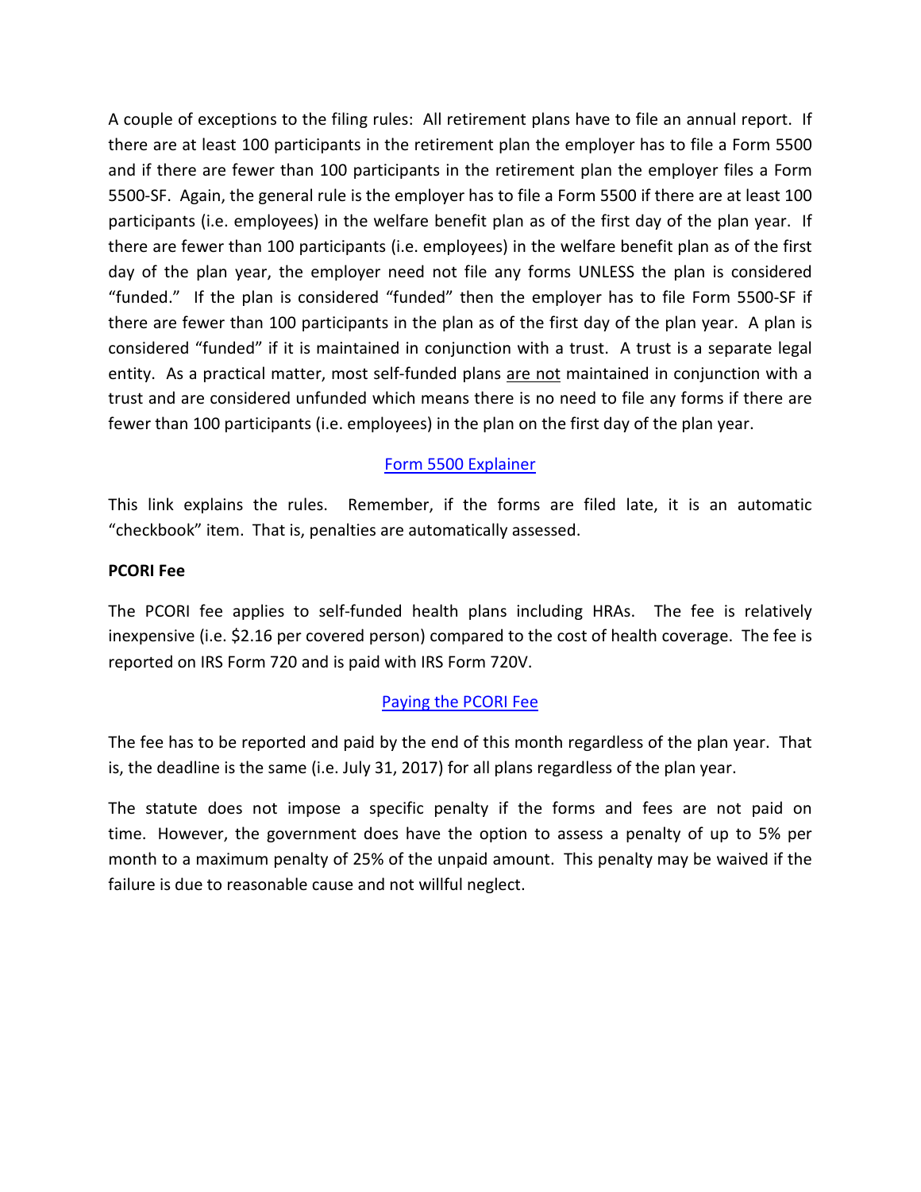A couple of exceptions to the filing rules: All retirement plans have to file an annual report. If there are at least 100 participants in the retirement plan the employer has to file a Form 5500 and if there are fewer than 100 participants in the retirement plan the employer files a Form 5500-SF. Again, the general rule is the employer has to file a Form 5500 if there are at least 100 participants (i.e. employees) in the welfare benefit plan as of the first day of the plan year. If there are fewer than 100 participants (i.e. employees) in the welfare benefit plan as of the first day of the plan year, the employer need not file any forms UNLESS the plan is considered "funded." If the plan is considered "funded" then the employer has to file Form 5500-SF if there are fewer than 100 participants in the plan as of the first day of the plan year. A plan is considered "funded" if it is maintained in conjunction with a trust. A trust is a separate legal entity. As a practical matter, most self-funded plans <u>are not</u> maintained in conjunction with a trust and are considered unfunded which means there is no need to file any forms if there are fewer than 100 participants (i.e. employees) in the plan on the first day of the plan year.

[Form 5500 Explainer]

This link explains the rules. Remember, if the forms are filed late, it is an automatic "checkbook" item. That is, penalties are automatically assessed.

**PCORI Fee**

The PCORI fee applies to self-funded health plans including HRAs. The fee is relatively inexpensive (i.e. $2.16 per covered person) compared to the cost of health coverage. The fee is reported on IRS Form 720 and is paid with IRS Form 720V.

[Paying the PCORI Fee]

The fee has to be reported and paid by the end of this month regardless of the plan year. That is, the deadline is the same (i.e. July 31, 2017) for all plans regardless of the plan year.

The statute does not impose a specific penalty if the forms and fees are not paid on time. However, the government does have the option to assess a penalty of up to 5% per month to a maximum penalty of 25% of the unpaid amount. This penalty may be waived if the failure is due to reasonable cause and not willful neglect.